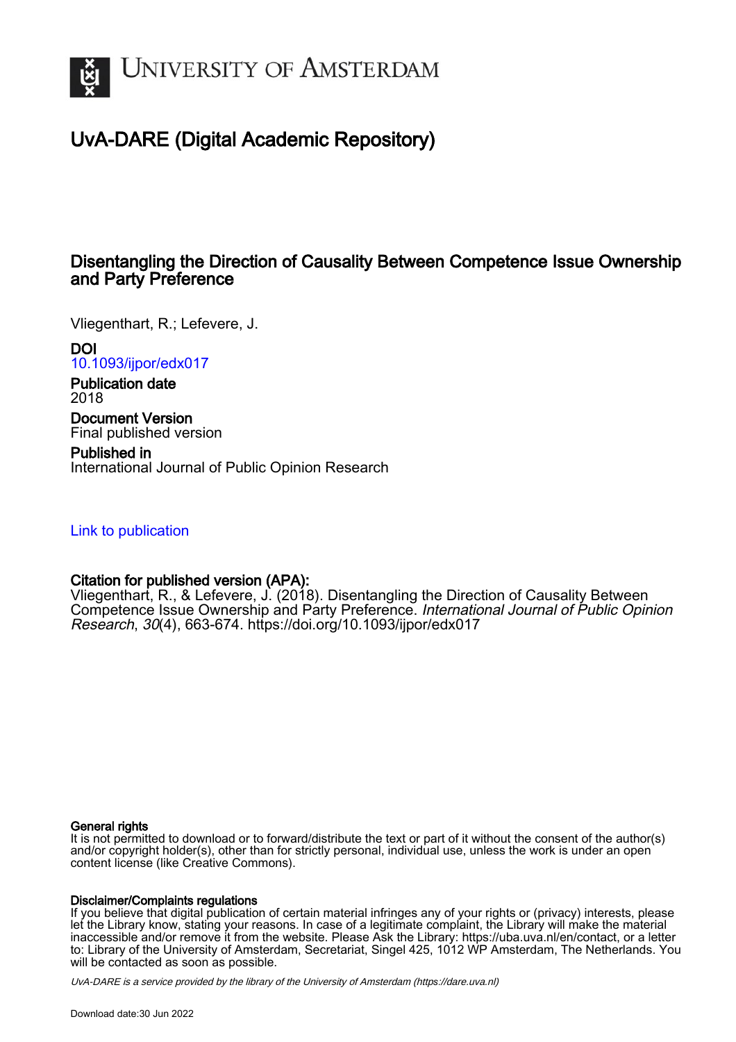# University of Amsterdam

## UvA-DARE (Digital Academic Repository)

### Disentangling the Direction of Causality Between Competence Issue Ownership and Party Preference

Vliegenthart, R.; Lefevere, J.

**DOI**
10.1093/ijpor/edx017

**Publication date**
2018

**Document Version**
Final published version

**Published in**
International Journal of Public Opinion Research

Link to publication

**Citation for published version (APA):**
Vliegenthart, R., & Lefevere, J. (2018). Disentangling the Direction of Causality Between Competence Issue Ownership and Party Preference. *International Journal of Public Opinion Research*, *30*(4), 663-674. https://doi.org/10.1093/ijpor/edx017

**General rights**
It is not permitted to download or to forward/distribute the text or part of it without the consent of the author(s) and/or copyright holder(s), other than for strictly personal, individual use, unless the work is under an open content license (like Creative Commons).

**Disclaimer/Complaints regulations**
If you believe that digital publication of certain material infringes any of your rights or (privacy) interests, please let the Library know, stating your reasons. In case of a legitimate complaint, the Library will make the material inaccessible and/or remove it from the website. Please Ask the Library: https://uba.uva.nl/en/contact, or a letter to: Library of the University of Amsterdam, Secretariat, Singel 425, 1012 WP Amsterdam, The Netherlands. You will be contacted as soon as possible.

*UvA-DARE is a service provided by the library of the University of Amsterdam (https://dare.uva.nl)*

Download date:30 Jun 2022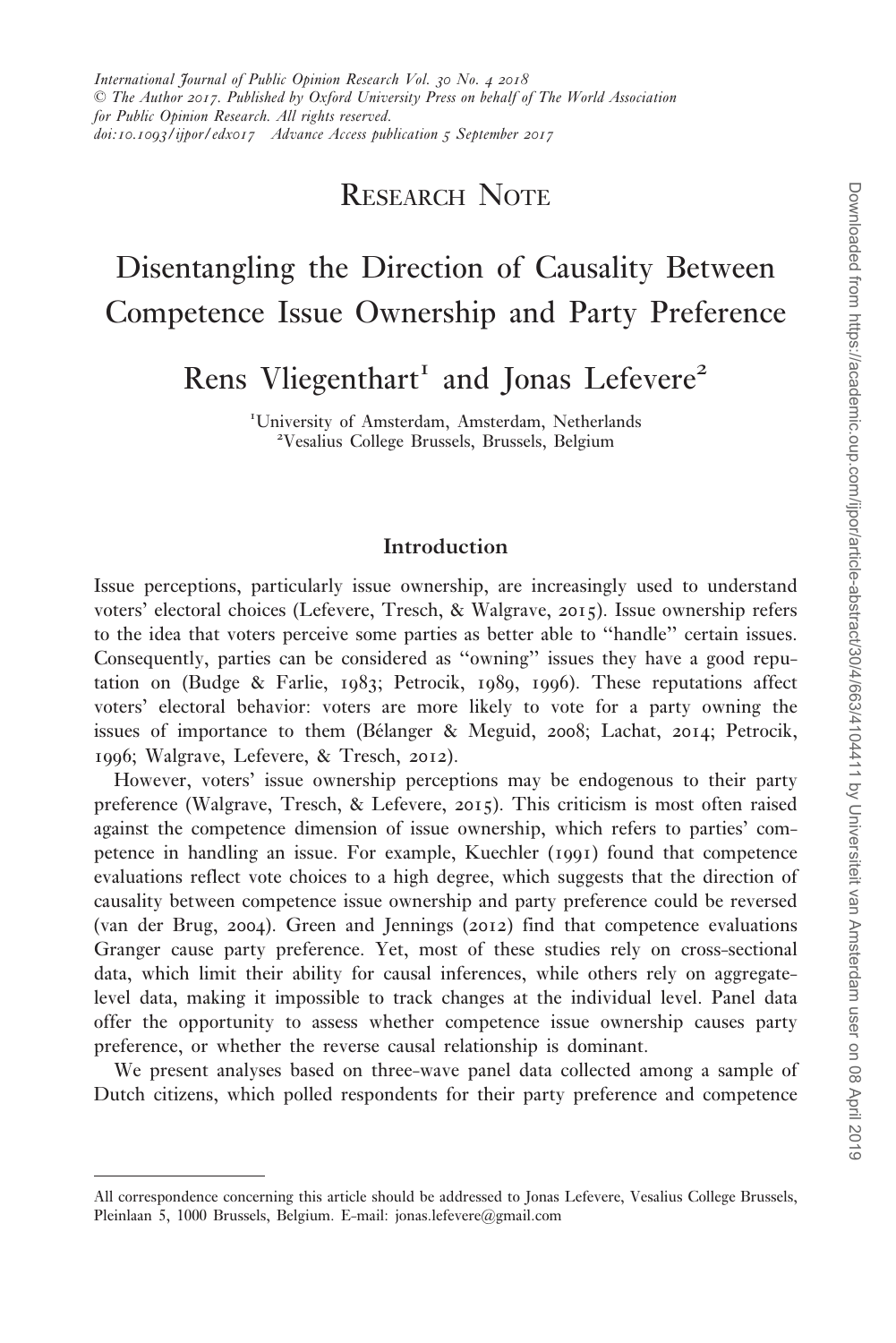*International Journal of Public Opinion Research Vol. 30 No. 4 2018*
*© The Author 2017. Published by Oxford University Press on behalf of The World Association for Public Opinion Research. All rights reserved.*
*doi:10.1093/ijpor/edx017 Advance Access publication 5 September 2017*

## Research Note

# Disentangling the Direction of Causality Between Competence Issue Ownership and Party Preference

**Rens Vliegenthart[1] and Jonas Lefevere[2]**

[1]University of Amsterdam, Amsterdam, Netherlands
[2]Vesalius College Brussels, Brussels, Belgium

## Introduction

Issue perceptions, particularly issue ownership, are increasingly used to understand voters' electoral choices (Lefevere, Tresch, & Walgrave, 2015). Issue ownership refers to the idea that voters perceive some parties as better able to "handle" certain issues. Consequently, parties can be considered as "owning" issues they have a good reputation on (Budge & Farlie, 1983; Petrocik, 1989, 1996). These reputations affect voters' electoral behavior: voters are more likely to vote for a party owning the issues of importance to them (Bélanger & Meguid, 2008; Lachat, 2014; Petrocik, 1996; Walgrave, Lefevere, & Tresch, 2012).

However, voters' issue ownership perceptions may be endogenous to their party preference (Walgrave, Tresch, & Lefevere, 2015). This criticism is most often raised against the competence dimension of issue ownership, which refers to parties' competence in handling an issue. For example, Kuechler (1991) found that competence evaluations reflect vote choices to a high degree, which suggests that the direction of causality between competence issue ownership and party preference could be reversed (van der Brug, 2004). Green and Jennings (2012) find that competence evaluations Granger cause party preference. Yet, most of these studies rely on cross-sectional data, which limit their ability for causal inferences, while others rely on aggregate-level data, making it impossible to track changes at the individual level. Panel data offer the opportunity to assess whether competence issue ownership causes party preference, or whether the reverse causal relationship is dominant.

We present analyses based on three-wave panel data collected among a sample of Dutch citizens, which polled respondents for their party preference and competence

---

All correspondence concerning this article should be addressed to Jonas Lefevere, Vesalius College Brussels, Pleinlaan 5, 1000 Brussels, Belgium. E-mail: jonas.lefevere@gmail.com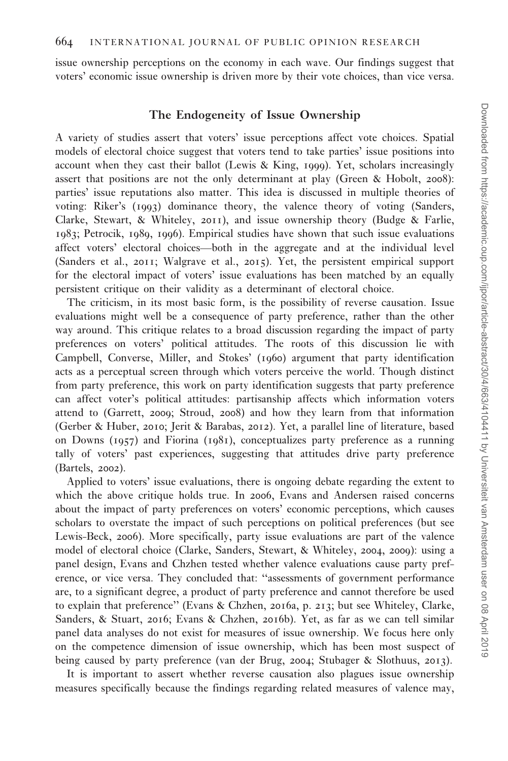issue ownership perceptions on the economy in each wave. Our findings suggest that voters' economic issue ownership is driven more by their vote choices, than vice versa.

## The Endogeneity of Issue Ownership

A variety of studies assert that voters' issue perceptions affect vote choices. Spatial models of electoral choice suggest that voters tend to take parties' issue positions into account when they cast their ballot (Lewis & King, 1999). Yet, scholars increasingly assert that positions are not the only determinant at play (Green & Hobolt, 2008): parties' issue reputations also matter. This idea is discussed in multiple theories of voting: Riker's (1993) dominance theory, the valence theory of voting (Sanders, Clarke, Stewart, & Whiteley, 2011), and issue ownership theory (Budge & Farlie, 1983; Petrocik, 1989, 1996). Empirical studies have shown that such issue evaluations affect voters' electoral choices—both in the aggregate and at the individual level (Sanders et al., 2011; Walgrave et al., 2015). Yet, the persistent empirical support for the electoral impact of voters' issue evaluations has been matched by an equally persistent critique on their validity as a determinant of electoral choice.

The criticism, in its most basic form, is the possibility of reverse causation. Issue evaluations might well be a consequence of party preference, rather than the other way around. This critique relates to a broad discussion regarding the impact of party preferences on voters' political attitudes. The roots of this discussion lie with Campbell, Converse, Miller, and Stokes' (1960) argument that party identification acts as a perceptual screen through which voters perceive the world. Though distinct from party preference, this work on party identification suggests that party preference can affect voter's political attitudes: partisanship affects which information voters attend to (Garrett, 2009; Stroud, 2008) and how they learn from that information (Gerber & Huber, 2010; Jerit & Barabas, 2012). Yet, a parallel line of literature, based on Downs (1957) and Fiorina (1981), conceptualizes party preference as a running tally of voters' past experiences, suggesting that attitudes drive party preference (Bartels, 2002).

Applied to voters' issue evaluations, there is ongoing debate regarding the extent to which the above critique holds true. In 2006, Evans and Andersen raised concerns about the impact of party preferences on voters' economic perceptions, which causes scholars to overstate the impact of such perceptions on political preferences (but see Lewis-Beck, 2006). More specifically, party issue evaluations are part of the valence model of electoral choice (Clarke, Sanders, Stewart, & Whiteley, 2004, 2009): using a panel design, Evans and Chzhen tested whether valence evaluations cause party preference, or vice versa. They concluded that: "assessments of government performance are, to a significant degree, a product of party preference and cannot therefore be used to explain that preference" (Evans & Chzhen, 2016a, p. 213; but see Whiteley, Clarke, Sanders, & Stuart, 2016; Evans & Chzhen, 2016b). Yet, as far as we can tell similar panel data analyses do not exist for measures of issue ownership. We focus here only on the competence dimension of issue ownership, which has been most suspect of being caused by party preference (van der Brug, 2004; Stubager & Slothuus, 2013).

It is important to assert whether reverse causation also plagues issue ownership measures specifically because the findings regarding related measures of valence may,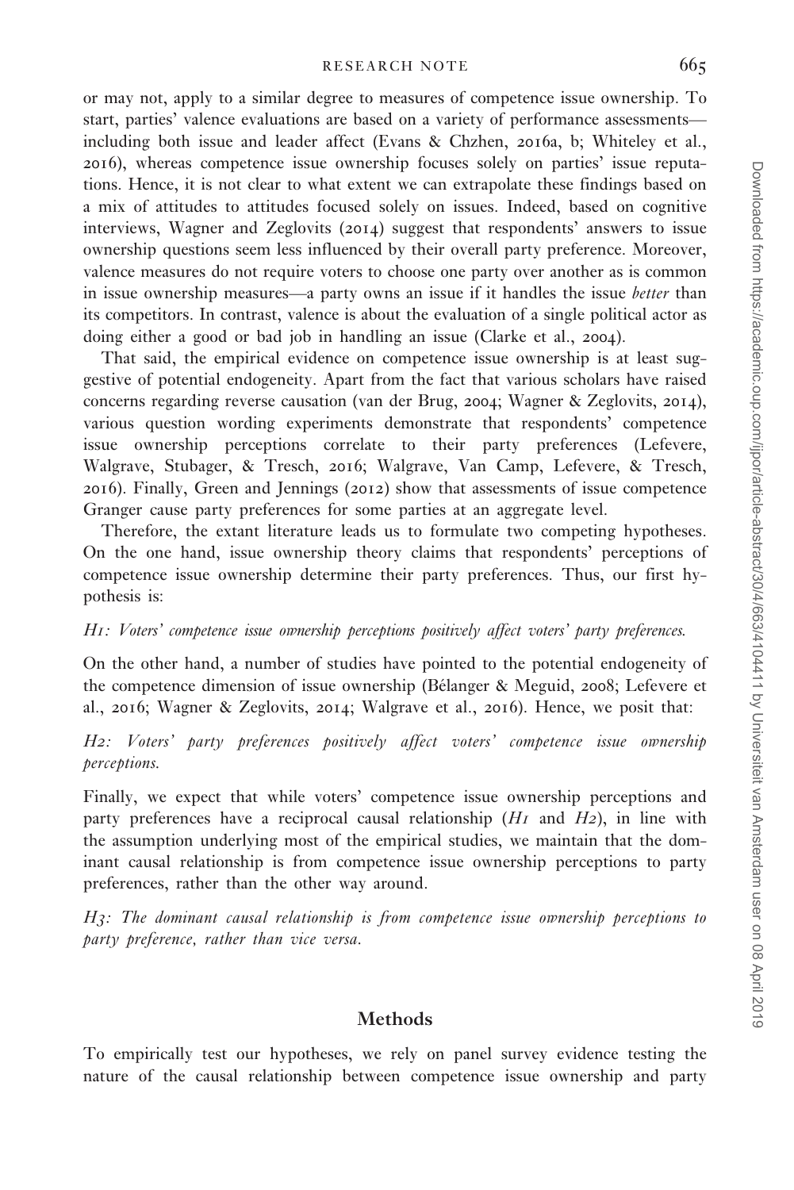or may not, apply to a similar degree to measures of competence issue ownership. To start, parties' valence evaluations are based on a variety of performance assessments—including both issue and leader affect (Evans & Chzhen, 2016a, b; Whiteley et al., 2016), whereas competence issue ownership focuses solely on parties' issue reputations. Hence, it is not clear to what extent we can extrapolate these findings based on a mix of attitudes to attitudes focused solely on issues. Indeed, based on cognitive interviews, Wagner and Zeglovits (2014) suggest that respondents' answers to issue ownership questions seem less influenced by their overall party preference. Moreover, valence measures do not require voters to choose one party over another as is common in issue ownership measures—a party owns an issue if it handles the issue *better* than its competitors. In contrast, valence is about the evaluation of a single political actor as doing either a good or bad job in handling an issue (Clarke et al., 2004).

That said, the empirical evidence on competence issue ownership is at least suggestive of potential endogeneity. Apart from the fact that various scholars have raised concerns regarding reverse causation (van der Brug, 2004; Wagner & Zeglovits, 2014), various question wording experiments demonstrate that respondents' competence issue ownership perceptions correlate to their party preferences (Lefevere, Walgrave, Stubager, & Tresch, 2016; Walgrave, Van Camp, Lefevere, & Tresch, 2016). Finally, Green and Jennings (2012) show that assessments of issue competence Granger cause party preferences for some parties at an aggregate level.

Therefore, the extant literature leads us to formulate two competing hypotheses. On the one hand, issue ownership theory claims that respondents' perceptions of competence issue ownership determine their party preferences. Thus, our first hypothesis is:

*H1: Voters' competence issue ownership perceptions positively affect voters' party preferences.*

On the other hand, a number of studies have pointed to the potential endogeneity of the competence dimension of issue ownership (Bélanger & Meguid, 2008; Lefevere et al., 2016; Wagner & Zeglovits, 2014; Walgrave et al., 2016). Hence, we posit that:

*H2: Voters' party preferences positively affect voters' competence issue ownership perceptions.*

Finally, we expect that while voters' competence issue ownership perceptions and party preferences have a reciprocal causal relationship (*H1* and *H2*), in line with the assumption underlying most of the empirical studies, we maintain that the dominant causal relationship is from competence issue ownership perceptions to party preferences, rather than the other way around.

*H3: The dominant causal relationship is from competence issue ownership perceptions to party preference, rather than vice versa.*

## Methods

To empirically test our hypotheses, we rely on panel survey evidence testing the nature of the causal relationship between competence issue ownership and party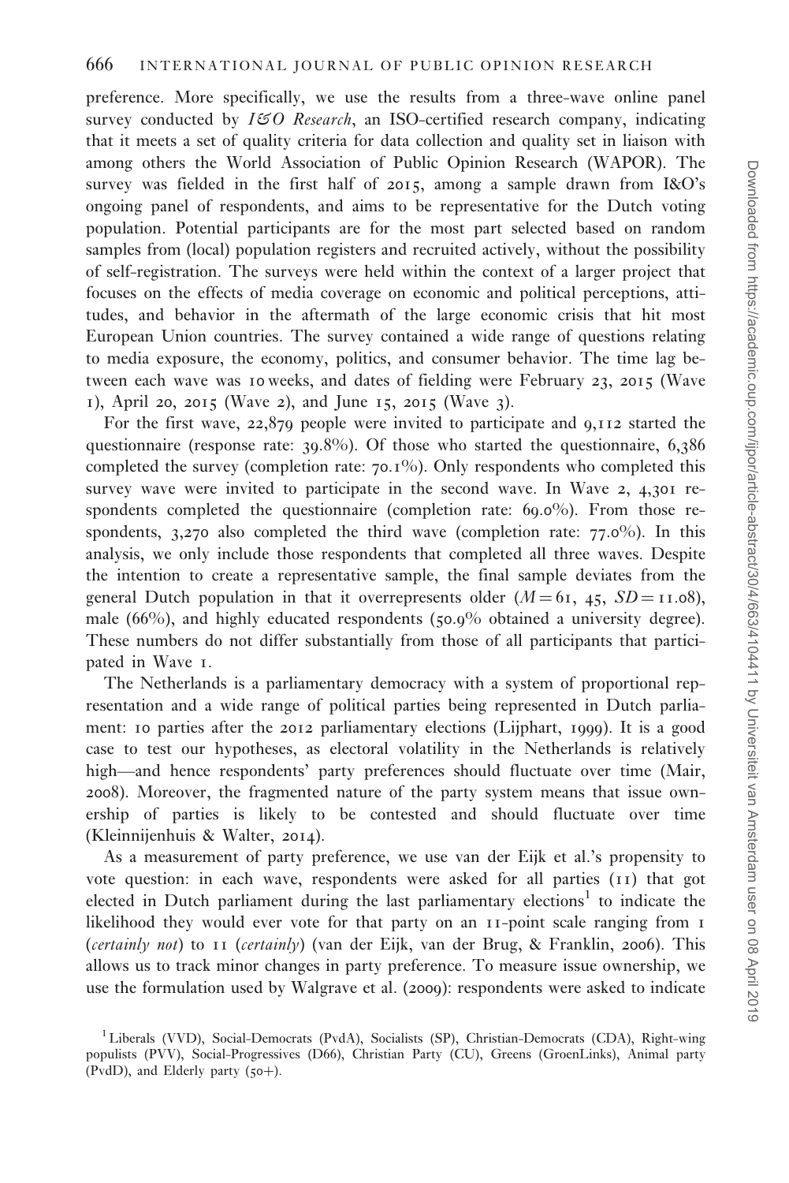preference. More specifically, we use the results from a three-wave online panel survey conducted by *I&O Research*, an ISO-certified research company, indicating that it meets a set of quality criteria for data collection and quality set in liaison with among others the World Association of Public Opinion Research (WAPOR). The survey was fielded in the first half of 2015, among a sample drawn from I&O's ongoing panel of respondents, and aims to be representative for the Dutch voting population. Potential participants are for the most part selected based on random samples from (local) population registers and recruited actively, without the possibility of self-registration. The surveys were held within the context of a larger project that focuses on the effects of media coverage on economic and political perceptions, attitudes, and behavior in the aftermath of the large economic crisis that hit most European Union countries. The survey contained a wide range of questions relating to media exposure, the economy, politics, and consumer behavior. The time lag between each wave was 10 weeks, and dates of fielding were February 23, 2015 (Wave 1), April 20, 2015 (Wave 2), and June 15, 2015 (Wave 3).

For the first wave, 22,879 people were invited to participate and 9,112 started the questionnaire (response rate: 39.8%). Of those who started the questionnaire, 6,386 completed the survey (completion rate: 70.1%). Only respondents who completed this survey wave were invited to participate in the second wave. In Wave 2, 4,301 respondents completed the questionnaire (completion rate: 69.0%). From those respondents, 3,270 also completed the third wave (completion rate: 77.0%). In this analysis, we only include those respondents that completed all three waves. Despite the intention to create a representative sample, the final sample deviates from the general Dutch population in that it overrepresents older ($M = 61, 45$, $SD = 11.08$), male (66%), and highly educated respondents (50.9% obtained a university degree). These numbers do not differ substantially from those of all participants that participated in Wave 1.

The Netherlands is a parliamentary democracy with a system of proportional representation and a wide range of political parties being represented in Dutch parliament: 10 parties after the 2012 parliamentary elections (Lijphart, 1999). It is a good case to test our hypotheses, as electoral volatility in the Netherlands is relatively high—and hence respondents' party preferences should fluctuate over time (Mair, 2008). Moreover, the fragmented nature of the party system means that issue ownership of parties is likely to be contested and should fluctuate over time (Kleinnijenhuis & Walter, 2014).

As a measurement of party preference, we use van der Eijk et al.'s propensity to vote question: in each wave, respondents were asked for all parties (11) that got elected in Dutch parliament during the last parliamentary elections[1] to indicate the likelihood they would ever vote for that party on an 11-point scale ranging from 1 (*certainly not*) to 11 (*certainly*) (van der Eijk, van der Brug, & Franklin, 2006). This allows us to track minor changes in party preference. To measure issue ownership, we use the formulation used by Walgrave et al. (2009): respondents were asked to indicate

[1] Liberals (VVD), Social-Democrats (PvdA), Socialists (SP), Christian-Democrats (CDA), Right-wing populists (PVV), Social-Progressives (D66), Christian Party (CU), Greens (GroenLinks), Animal party (PvdD), and Elderly party (50+).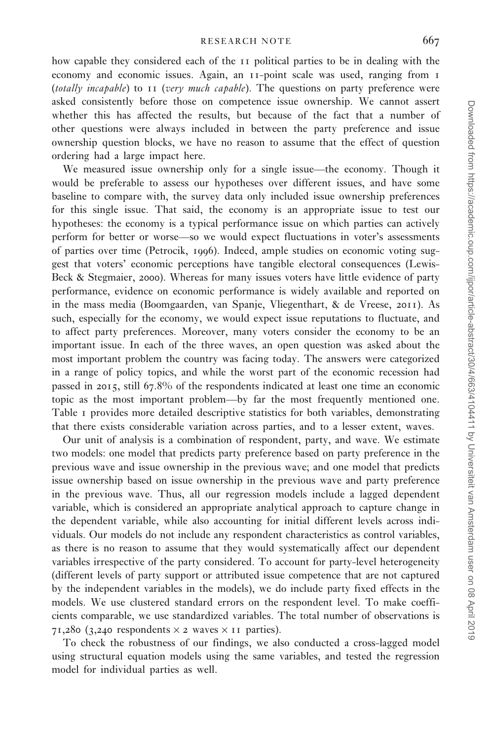how capable they considered each of the 11 political parties to be in dealing with the economy and economic issues. Again, an 11-point scale was used, ranging from 1 (*totally incapable*) to 11 (*very much capable*). The questions on party preference were asked consistently before those on competence issue ownership. We cannot assert whether this has affected the results, but because of the fact that a number of other questions were always included in between the party preference and issue ownership question blocks, we have no reason to assume that the effect of question ordering had a large impact here.

We measured issue ownership only for a single issue—the economy. Though it would be preferable to assess our hypotheses over different issues, and have some baseline to compare with, the survey data only included issue ownership preferences for this single issue. That said, the economy is an appropriate issue to test our hypotheses: the economy is a typical performance issue on which parties can actively perform for better or worse—so we would expect fluctuations in voter's assessments of parties over time (Petrocik, 1996). Indeed, ample studies on economic voting suggest that voters' economic perceptions have tangible electoral consequences (Lewis-Beck & Stegmaier, 2000). Whereas for many issues voters have little evidence of party performance, evidence on economic performance is widely available and reported on in the mass media (Boomgaarden, van Spanje, Vliegenthart, & de Vreese, 2011). As such, especially for the economy, we would expect issue reputations to fluctuate, and to affect party preferences. Moreover, many voters consider the economy to be an important issue. In each of the three waves, an open question was asked about the most important problem the country was facing today. The answers were categorized in a range of policy topics, and while the worst part of the economic recession had passed in 2015, still 67.8% of the respondents indicated at least one time an economic topic as the most important problem—by far the most frequently mentioned one. Table 1 provides more detailed descriptive statistics for both variables, demonstrating that there exists considerable variation across parties, and to a lesser extent, waves.

Our unit of analysis is a combination of respondent, party, and wave. We estimate two models: one model that predicts party preference based on party preference in the previous wave and issue ownership in the previous wave; and one model that predicts issue ownership based on issue ownership in the previous wave and party preference in the previous wave. Thus, all our regression models include a lagged dependent variable, which is considered an appropriate analytical approach to capture change in the dependent variable, while also accounting for initial different levels across individuals. Our models do not include any respondent characteristics as control variables, as there is no reason to assume that they would systematically affect our dependent variables irrespective of the party considered. To account for party-level heterogeneity (different levels of party support or attributed issue competence that are not captured by the independent variables in the models), we do include party fixed effects in the models. We use clustered standard errors on the respondent level. To make coefficients comparable, we use standardized variables. The total number of observations is 71,280 (3,240 respondents $\times$ 2 waves $\times$ 11 parties).

To check the robustness of our findings, we also conducted a cross-lagged model using structural equation models using the same variables, and tested the regression model for individual parties as well.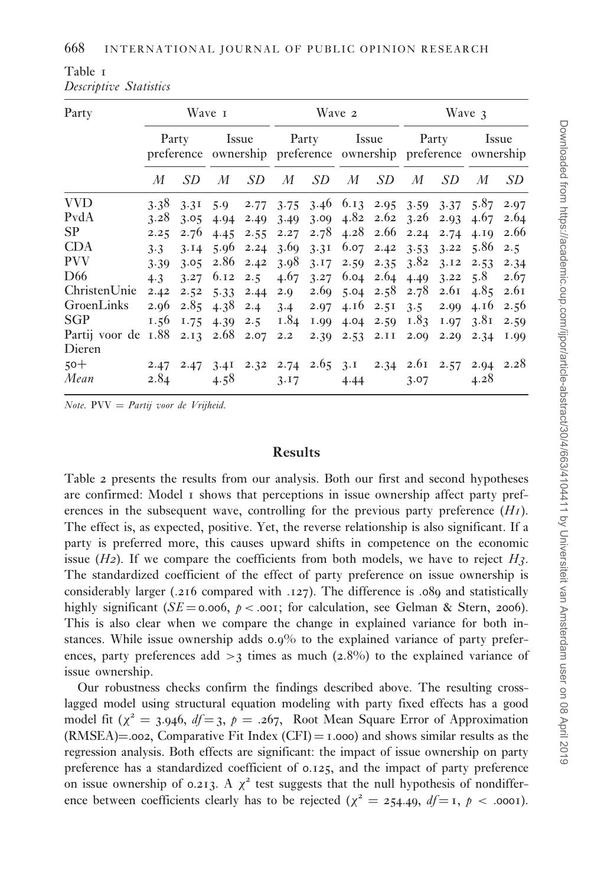Table 1
*Descriptive Statistics*

| Party | Wave 1 | | | | Wave 2 | | | | Wave 3 | | | |
|---|---|---|---|---|---|---|---|---|---|---|---|---|
| | Party preference | | Issue ownership | | Party preference | | Issue ownership | | Party preference | | Issue ownership | |
| | *M* | *SD* | *M* | *SD* | *M* | *SD* | *M* | *SD* | *M* | *SD* | *M* | *SD* |
| VVD | 3.38 | 3.31 | 5.9 | 2.77 | 3.75 | 3.46 | 6.13 | 2.95 | 3.59 | 3.37 | 5.87 | 2.97 |
| PvdA | 3.28 | 3.05 | 4.94 | 2.49 | 3.49 | 3.09 | 4.82 | 2.62 | 3.26 | 2.93 | 4.67 | 2.64 |
| SP | 2.25 | 2.76 | 4.45 | 2.55 | 2.27 | 2.78 | 4.28 | 2.66 | 2.24 | 2.74 | 4.19 | 2.66 |
| CDA | 3.3 | 3.14 | 5.96 | 2.24 | 3.69 | 3.31 | 6.07 | 2.42 | 3.53 | 3.22 | 5.86 | 2.5 |
| PVV | 3.39 | 3.05 | 2.86 | 2.42 | 3.98 | 3.17 | 2.59 | 2.35 | 3.82 | 3.12 | 2.53 | 2.34 |
| D66 | 4.3 | 3.27 | 6.12 | 2.5 | 4.67 | 3.27 | 6.04 | 2.64 | 4.49 | 3.22 | 5.8 | 2.67 |
| ChristenUnie | 2.42 | 2.52 | 5.33 | 2.44 | 2.9 | 2.69 | 5.04 | 2.58 | 2.78 | 2.61 | 4.85 | 2.61 |
| GroenLinks | 2.96 | 2.85 | 4.38 | 2.4 | 3.4 | 2.97 | 4.16 | 2.51 | 3.5 | 2.99 | 4.16 | 2.56 |
| SGP | 1.56 | 1.75 | 4.39 | 2.5 | 1.84 | 1.99 | 4.04 | 2.59 | 1.83 | 1.97 | 3.81 | 2.59 |
| Partij voor de Dieren | 1.88 | 2.13 | 2.68 | 2.07 | 2.2 | 2.39 | 2.53 | 2.11 | 2.09 | 2.29 | 2.34 | 1.99 |
| 50+ | 2.47 | 2.47 | 3.41 | 2.32 | 2.74 | 2.65 | 3.1 | 2.34 | 2.61 | 2.57 | 2.94 | 2.28 |
| *Mean* | 2.84 | | 4.58 | | 3.17 | | 4.44 | | 3.07 | | 4.28 | |

*Note.* PVV = *Partij voor de Vrijheid.*

## Results

Table 2 presents the results from our analysis. Both our first and second hypotheses are confirmed: Model 1 shows that perceptions in issue ownership affect party preferences in the subsequent wave, controlling for the previous party preference (*H1*). The effect is, as expected, positive. Yet, the reverse relationship is also significant. If a party is preferred more, this causes upward shifts in competence on the economic issue (*H2*). If we compare the coefficients from both models, we have to reject *H3*. The standardized coefficient of the effect of party preference on issue ownership is considerably larger (.216 compared with .127). The difference is .089 and statistically highly significant ($SE = 0.006$, $p < .001$; for calculation, see Gelman & Stern, 2006). This is also clear when we compare the change in explained variance for both instances. While issue ownership adds 0.9% to the explained variance of party preferences, party preferences add >3 times as much (2.8%) to the explained variance of issue ownership.

Our robustness checks confirm the findings described above. The resulting cross-lagged model using structural equation modeling with party fixed effects has a good model fit ($\chi^2 = 3.946$, $df = 3$, $p = .267$, Root Mean Square Error of Approximation (RMSEA)=.002, Comparative Fit Index (CFI) = 1.000) and shows similar results as the regression analysis. Both effects are significant: the impact of issue ownership on party preference has a standardized coefficient of 0.125, and the impact of party preference on issue ownership of 0.213. A $\chi^2$ test suggests that the null hypothesis of nondifference between coefficients clearly has to be rejected ($\chi^2 = 254.49$, $df = 1$, $p < .0001$).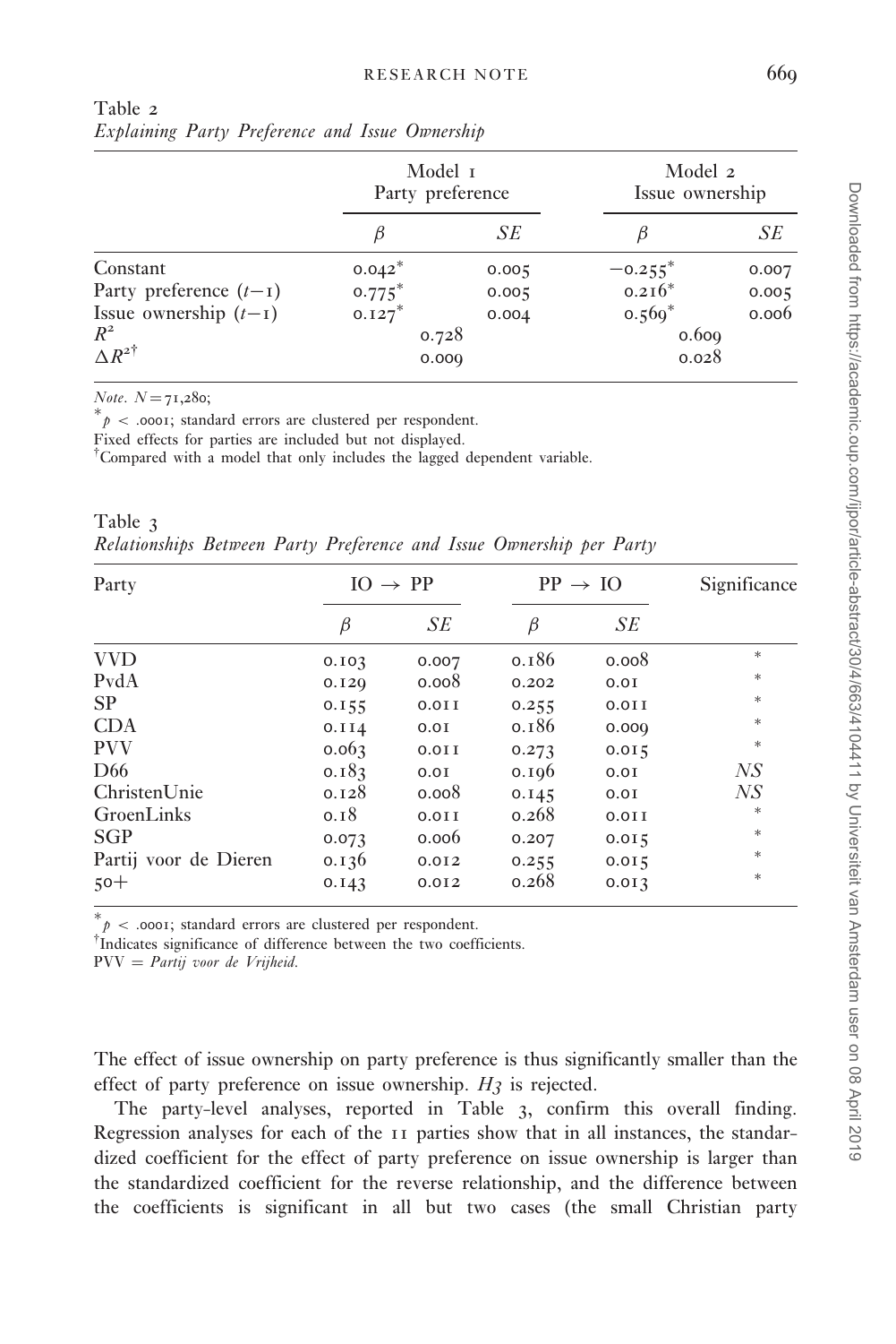Table 2
*Explaining Party Preference and Issue Ownership*

| | Model 1 Party preference | | Model 2 Issue ownership | |
|---|---|---|---|---|
| | $\beta$ | *SE* | $\beta$ | *SE* |
| Constant | 0.042* | 0.005 | −0.255* | 0.007 |
| Party preference ($t-1$) | 0.775* | 0.005 | 0.216* | 0.005 |
| Issue ownership ($t-1$) | 0.127* | 0.004 | 0.569* | 0.006 |
| $R^2$ | 0.728 | | 0.609 | |
| $\Delta R^{2\dagger}$ | 0.009 | | 0.028 | |

*Note.* $N = 71{,}280$;

\* $p < .0001$; standard errors are clustered per respondent.

Fixed effects for parties are included but not displayed.

†Compared with a model that only includes the lagged dependent variable.

Table 3
*Relationships Between Party Preference and Issue Ownership per Party*

| Party | IO → PP | | PP → IO | | Significance |
|---|---|---|---|---|---|
| | $\beta$ | *SE* | $\beta$ | *SE* | |
| VVD | 0.103 | 0.007 | 0.186 | 0.008 | * |
| PvdA | 0.129 | 0.008 | 0.202 | 0.01 | * |
| SP | 0.155 | 0.011 | 0.255 | 0.011 | * |
| CDA | 0.114 | 0.01 | 0.186 | 0.009 | * |
| PVV | 0.063 | 0.011 | 0.273 | 0.015 | * |
| D66 | 0.183 | 0.01 | 0.196 | 0.01 | *NS* |
| ChristenUnie | 0.128 | 0.008 | 0.145 | 0.01 | *NS* |
| GroenLinks | 0.18 | 0.011 | 0.268 | 0.011 | * |
| SGP | 0.073 | 0.006 | 0.207 | 0.015 | * |
| Partij voor de Dieren | 0.136 | 0.012 | 0.255 | 0.015 | * |
| 50+ | 0.143 | 0.012 | 0.268 | 0.013 | * |

\* $p < .0001$; standard errors are clustered per respondent.

†Indicates significance of difference between the two coefficients.

PVV = *Partij voor de Vrijheid*.

The effect of issue ownership on party preference is thus significantly smaller than the effect of party preference on issue ownership. *H3* is rejected.

The party-level analyses, reported in Table 3, confirm this overall finding. Regression analyses for each of the 11 parties show that in all instances, the standardized coefficient for the effect of party preference on issue ownership is larger than the standardized coefficient for the reverse relationship, and the difference between the coefficients is significant in all but two cases (the small Christian party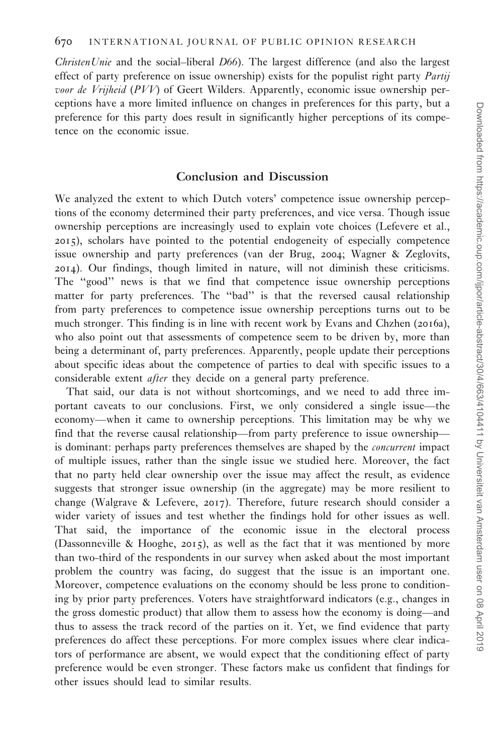*ChristenUnie* and the social–liberal *D66*). The largest difference (and also the largest effect of party preference on issue ownership) exists for the populist right party *Partij voor de Vrijheid* (*PVV*) of Geert Wilders. Apparently, economic issue ownership perceptions have a more limited influence on changes in preferences for this party, but a preference for this party does result in significantly higher perceptions of its competence on the economic issue.

## Conclusion and Discussion

We analyzed the extent to which Dutch voters' competence issue ownership perceptions of the economy determined their party preferences, and vice versa. Though issue ownership perceptions are increasingly used to explain vote choices (Lefevere et al., 2015), scholars have pointed to the potential endogeneity of especially competence issue ownership and party preferences (van der Brug, 2004; Wagner & Zeglovits, 2014). Our findings, though limited in nature, will not diminish these criticisms. The "good" news is that we find that competence issue ownership perceptions matter for party preferences. The "bad" is that the reversed causal relationship from party preferences to competence issue ownership perceptions turns out to be much stronger. This finding is in line with recent work by Evans and Chzhen (2016a), who also point out that assessments of competence seem to be driven by, more than being a determinant of, party preferences. Apparently, people update their perceptions about specific ideas about the competence of parties to deal with specific issues to a considerable extent *after* they decide on a general party preference.

That said, our data is not without shortcomings, and we need to add three important caveats to our conclusions. First, we only considered a single issue—the economy—when it came to ownership perceptions. This limitation may be why we find that the reverse causal relationship—from party preference to issue ownership—is dominant: perhaps party preferences themselves are shaped by the *concurrent* impact of multiple issues, rather than the single issue we studied here. Moreover, the fact that no party held clear ownership over the issue may affect the result, as evidence suggests that stronger issue ownership (in the aggregate) may be more resilient to change (Walgrave & Lefevere, 2017). Therefore, future research should consider a wider variety of issues and test whether the findings hold for other issues as well. That said, the importance of the economic issue in the electoral process (Dassonneville & Hooghe, 2015), as well as the fact that it was mentioned by more than two-third of the respondents in our survey when asked about the most important problem the country was facing, do suggest that the issue is an important one. Moreover, competence evaluations on the economy should be less prone to conditioning by prior party preferences. Voters have straightforward indicators (e.g., changes in the gross domestic product) that allow them to assess how the economy is doing—and thus to assess the track record of the parties on it. Yet, we find evidence that party preferences do affect these perceptions. For more complex issues where clear indicators of performance are absent, we would expect that the conditioning effect of party preference would be even stronger. These factors make us confident that findings for other issues should lead to similar results.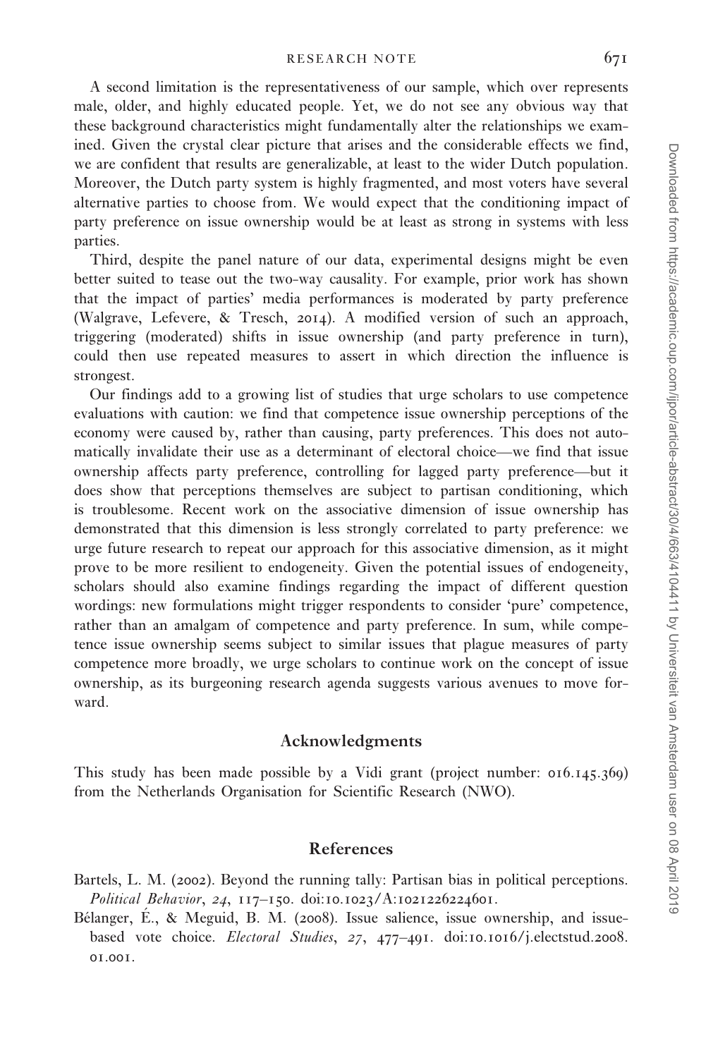A second limitation is the representativeness of our sample, which over represents male, older, and highly educated people. Yet, we do not see any obvious way that these background characteristics might fundamentally alter the relationships we examined. Given the crystal clear picture that arises and the considerable effects we find, we are confident that results are generalizable, at least to the wider Dutch population. Moreover, the Dutch party system is highly fragmented, and most voters have several alternative parties to choose from. We would expect that the conditioning impact of party preference on issue ownership would be at least as strong in systems with less parties.

Third, despite the panel nature of our data, experimental designs might be even better suited to tease out the two-way causality. For example, prior work has shown that the impact of parties' media performances is moderated by party preference (Walgrave, Lefevere, & Tresch, 2014). A modified version of such an approach, triggering (moderated) shifts in issue ownership (and party preference in turn), could then use repeated measures to assert in which direction the influence is strongest.

Our findings add to a growing list of studies that urge scholars to use competence evaluations with caution: we find that competence issue ownership perceptions of the economy were caused by, rather than causing, party preferences. This does not automatically invalidate their use as a determinant of electoral choice—we find that issue ownership affects party preference, controlling for lagged party preference—but it does show that perceptions themselves are subject to partisan conditioning, which is troublesome. Recent work on the associative dimension of issue ownership has demonstrated that this dimension is less strongly correlated to party preference: we urge future research to repeat our approach for this associative dimension, as it might prove to be more resilient to endogeneity. Given the potential issues of endogeneity, scholars should also examine findings regarding the impact of different question wordings: new formulations might trigger respondents to consider 'pure' competence, rather than an amalgam of competence and party preference. In sum, while competence issue ownership seems subject to similar issues that plague measures of party competence more broadly, we urge scholars to continue work on the concept of issue ownership, as its burgeoning research agenda suggests various avenues to move forward.

## Acknowledgments

This study has been made possible by a Vidi grant (project number: 016.145.369) from the Netherlands Organisation for Scientific Research (NWO).

## References

Bartels, L. M. (2002). Beyond the running tally: Partisan bias in political perceptions. *Political Behavior*, *24*, 117–150. doi:10.1023/A:1021226224601.

Bélanger, É., & Meguid, B. M. (2008). Issue salience, issue ownership, and issue-based vote choice. *Electoral Studies*, *27*, 477–491. doi:10.1016/j.electstud.2008.01.001.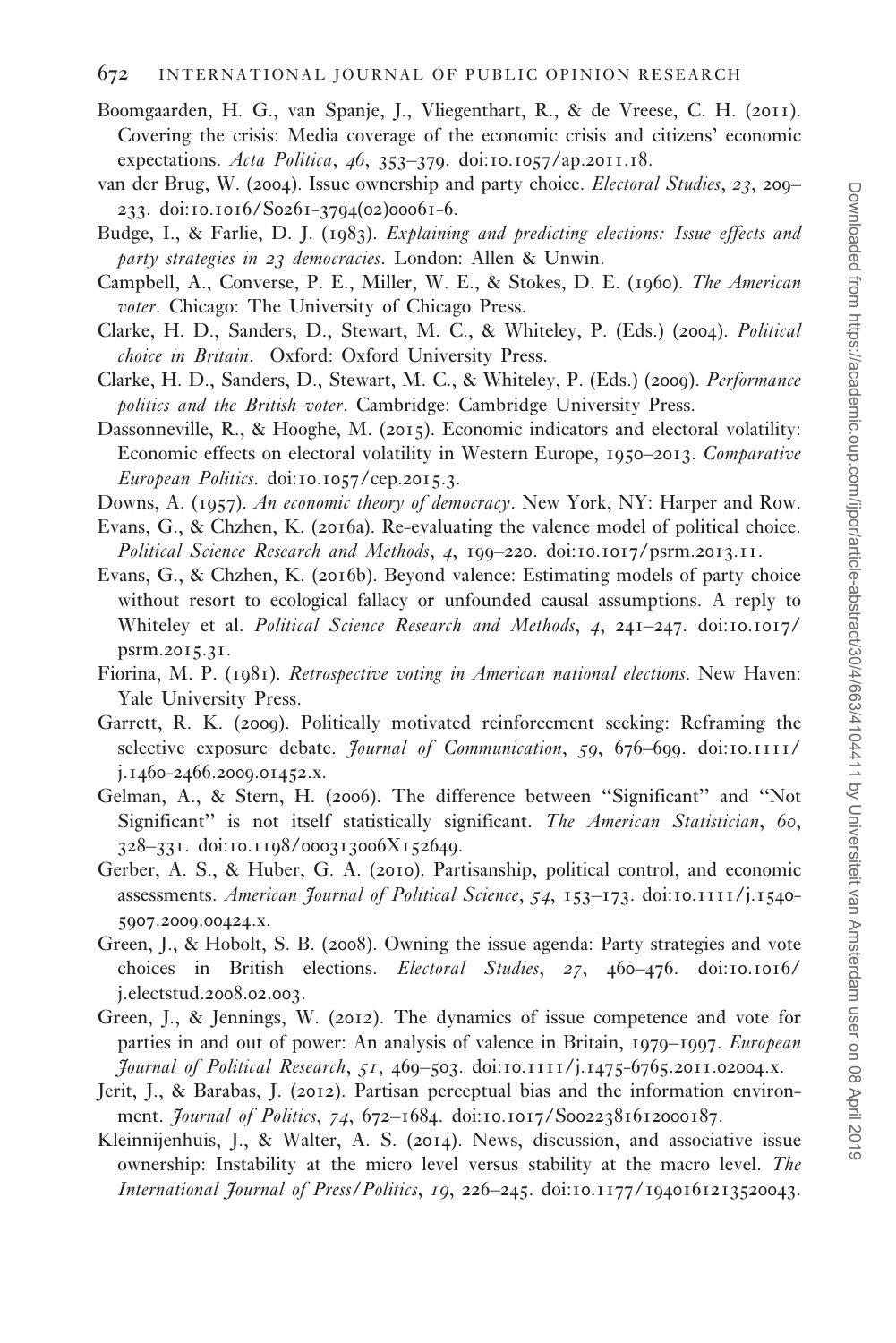Boomgaarden, H. G., van Spanje, J., Vliegenthart, R., & de Vreese, C. H. (2011). Covering the crisis: Media coverage of the economic crisis and citizens' economic expectations. *Acta Politica*, *46*, 353–379. doi:10.1057/ap.2011.18.

van der Brug, W. (2004). Issue ownership and party choice. *Electoral Studies*, *23*, 209–233. doi:10.1016/S0261-3794(02)00061-6.

Budge, I., & Farlie, D. J. (1983). *Explaining and predicting elections: Issue effects and party strategies in 23 democracies*. London: Allen & Unwin.

Campbell, A., Converse, P. E., Miller, W. E., & Stokes, D. E. (1960). *The American voter*. Chicago: The University of Chicago Press.

Clarke, H. D., Sanders, D., Stewart, M. C., & Whiteley, P. (Eds.) (2004). *Political choice in Britain*. Oxford: Oxford University Press.

Clarke, H. D., Sanders, D., Stewart, M. C., & Whiteley, P. (Eds.) (2009). *Performance politics and the British voter*. Cambridge: Cambridge University Press.

Dassonneville, R., & Hooghe, M. (2015). Economic indicators and electoral volatility: Economic effects on electoral volatility in Western Europe, 1950–2013. *Comparative European Politics*. doi:10.1057/cep.2015.3.

Downs, A. (1957). *An economic theory of democracy*. New York, NY: Harper and Row.

Evans, G., & Chzhen, K. (2016a). Re-evaluating the valence model of political choice. *Political Science Research and Methods*, *4*, 199–220. doi:10.1017/psrm.2013.11.

Evans, G., & Chzhen, K. (2016b). Beyond valence: Estimating models of party choice without resort to ecological fallacy or unfounded causal assumptions. A reply to Whiteley et al. *Political Science Research and Methods*, *4*, 241–247. doi:10.1017/psrm.2015.31.

Fiorina, M. P. (1981). *Retrospective voting in American national elections*. New Haven: Yale University Press.

Garrett, R. K. (2009). Politically motivated reinforcement seeking: Reframing the selective exposure debate. *Journal of Communication*, *59*, 676–699. doi:10.1111/j.1460-2466.2009.01452.x.

Gelman, A., & Stern, H. (2006). The difference between "Significant" and "Not Significant" is not itself statistically significant. *The American Statistician*, *60*, 328–331. doi:10.1198/000313006X152649.

Gerber, A. S., & Huber, G. A. (2010). Partisanship, political control, and economic assessments. *American Journal of Political Science*, *54*, 153–173. doi:10.1111/j.1540-5907.2009.00424.x.

Green, J., & Hobolt, S. B. (2008). Owning the issue agenda: Party strategies and vote choices in British elections. *Electoral Studies*, *27*, 460–476. doi:10.1016/j.electstud.2008.02.003.

Green, J., & Jennings, W. (2012). The dynamics of issue competence and vote for parties in and out of power: An analysis of valence in Britain, 1979–1997. *European Journal of Political Research*, *51*, 469–503. doi:10.1111/j.1475-6765.2011.02004.x.

Jerit, J., & Barabas, J. (2012). Partisan perceptual bias and the information environment. *Journal of Politics*, *74*, 672–1684. doi:10.1017/S0022381612000187.

Kleinnijenhuis, J., & Walter, A. S. (2014). News, discussion, and associative issue ownership: Instability at the micro level versus stability at the macro level. *The International Journal of Press/Politics*, *19*, 226–245. doi:10.1177/1940161213520043.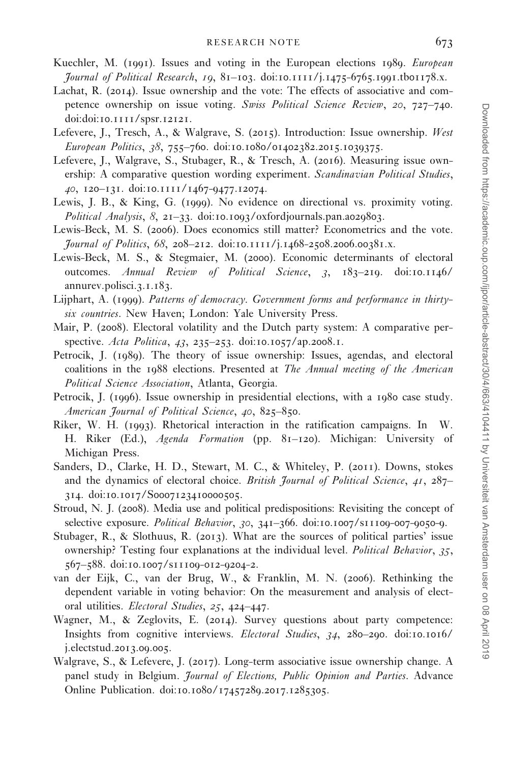Kuechler, M. (1991). Issues and voting in the European elections 1989. *European Journal of Political Research*, *19*, 81–103. doi:10.1111/j.1475-6765.1991.tb01178.x.

Lachat, R. (2014). Issue ownership and the vote: The effects of associative and competence ownership on issue voting. *Swiss Political Science Review*, *20*, 727–740. doi:doi:10.1111/spsr.12121.

Lefevere, J., Tresch, A., & Walgrave, S. (2015). Introduction: Issue ownership. *West European Politics*, *38*, 755–760. doi:10.1080/01402382.2015.1039375.

Lefevere, J., Walgrave, S., Stubager, R., & Tresch, A. (2016). Measuring issue ownership: A comparative question wording experiment. *Scandinavian Political Studies*, *40*, 120–131. doi:10.1111/1467-9477.12074.

Lewis, J. B., & King, G. (1999). No evidence on directional vs. proximity voting. *Political Analysis*, *8*, 21–33. doi:10.1093/oxfordjournals.pan.a029803.

Lewis-Beck, M. S. (2006). Does economics still matter? Econometrics and the vote. *Journal of Politics*, *68*, 208–212. doi:10.1111/j.1468-2508.2006.00381.x.

Lewis-Beck, M. S., & Stegmaier, M. (2000). Economic determinants of electoral outcomes. *Annual Review of Political Science*, *3*, 183–219. doi:10.1146/annurev.polisci.3.1.183.

Lijphart, A. (1999). *Patterns of democracy. Government forms and performance in thirty-six countries*. New Haven; London: Yale University Press.

Mair, P. (2008). Electoral volatility and the Dutch party system: A comparative perspective. *Acta Politica*, *43*, 235–253. doi:10.1057/ap.2008.1.

Petrocik, J. (1989). The theory of issue ownership: Issues, agendas, and electoral coalitions in the 1988 elections. Presented at *The Annual meeting of the American Political Science Association*, Atlanta, Georgia.

Petrocik, J. (1996). Issue ownership in presidential elections, with a 1980 case study. *American Journal of Political Science*, *40*, 825–850.

Riker, W. H. (1993). Rhetorical interaction in the ratification campaigns. In W. H. Riker (Ed.), *Agenda Formation* (pp. 81–120). Michigan: University of Michigan Press.

Sanders, D., Clarke, H. D., Stewart, M. C., & Whiteley, P. (2011). Downs, stokes and the dynamics of electoral choice. *British Journal of Political Science*, *41*, 287–314. doi:10.1017/S0007123410000505.

Stroud, N. J. (2008). Media use and political predispositions: Revisiting the concept of selective exposure. *Political Behavior*, *30*, 341–366. doi:10.1007/s11109-007-9050-9.

Stubager, R., & Slothuus, R. (2013). What are the sources of political parties' issue ownership? Testing four explanations at the individual level. *Political Behavior*, *35*, 567–588. doi:10.1007/s11109-012-9204-2.

van der Eijk, C., van der Brug, W., & Franklin, M. N. (2006). Rethinking the dependent variable in voting behavior: On the measurement and analysis of electoral utilities. *Electoral Studies*, *25*, 424–447.

Wagner, M., & Zeglovits, E. (2014). Survey questions about party competence: Insights from cognitive interviews. *Electoral Studies*, *34*, 280–290. doi:10.1016/j.electstud.2013.09.005.

Walgrave, S., & Lefevere, J. (2017). Long-term associative issue ownership change. A panel study in Belgium. *Journal of Elections, Public Opinion and Parties*. Advance Online Publication. doi:10.1080/17457289.2017.1285305.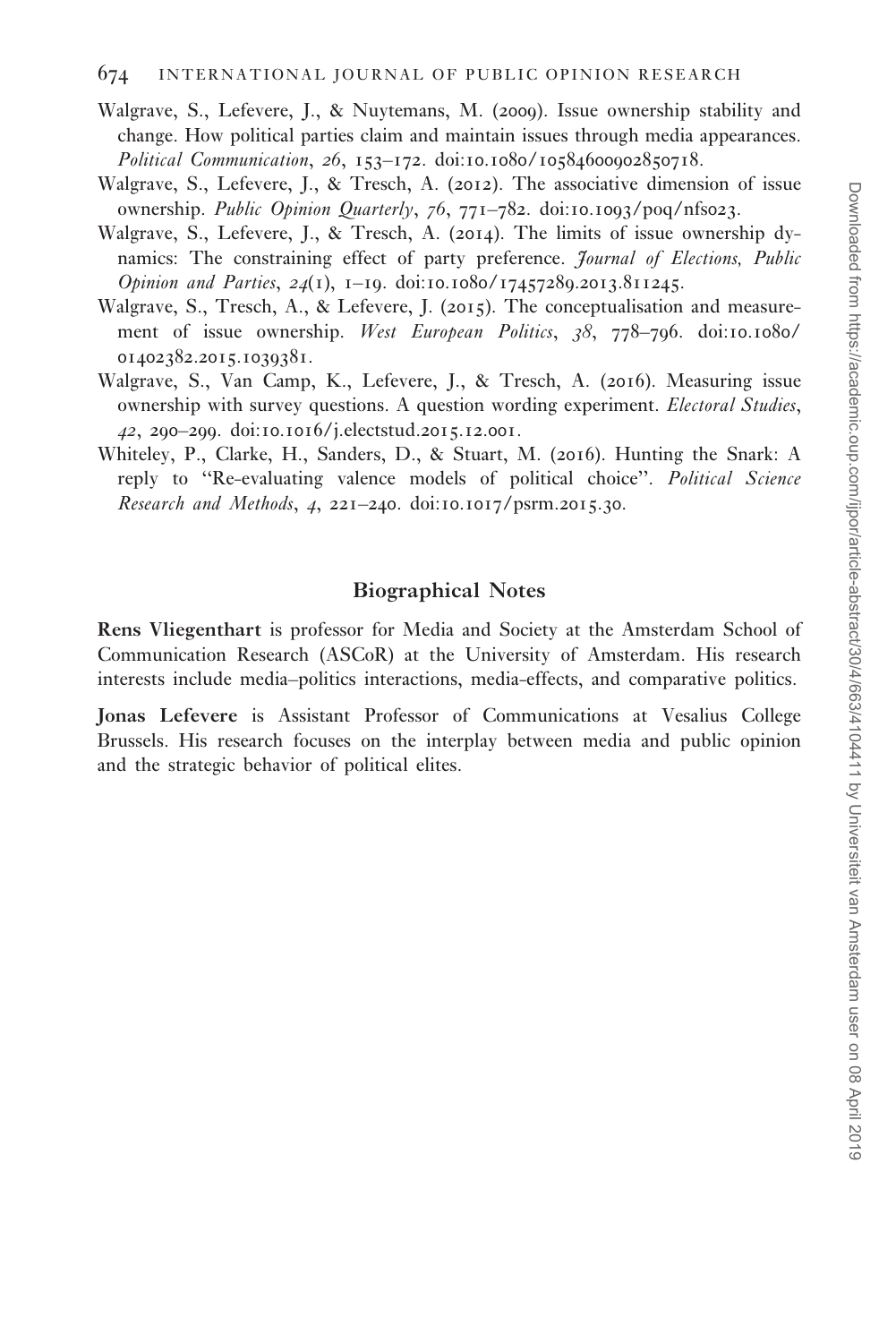Walgrave, S., Lefevere, J., & Nuytemans, M. (2009). Issue ownership stability and change. How political parties claim and maintain issues through media appearances. *Political Communication*, *26*, 153–172. doi:10.1080/10584600902850718.

Walgrave, S., Lefevere, J., & Tresch, A. (2012). The associative dimension of issue ownership. *Public Opinion Quarterly*, *76*, 771–782. doi:10.1093/poq/nfs023.

Walgrave, S., Lefevere, J., & Tresch, A. (2014). The limits of issue ownership dynamics: The constraining effect of party preference. *Journal of Elections, Public Opinion and Parties*, *24*(1), 1–19. doi:10.1080/17457289.2013.811245.

Walgrave, S., Tresch, A., & Lefevere, J. (2015). The conceptualisation and measurement of issue ownership. *West European Politics*, *38*, 778–796. doi:10.1080/01402382.2015.1039381.

Walgrave, S., Van Camp, K., Lefevere, J., & Tresch, A. (2016). Measuring issue ownership with survey questions. A question wording experiment. *Electoral Studies*, *42*, 290–299. doi:10.1016/j.electstud.2015.12.001.

Whiteley, P., Clarke, H., Sanders, D., & Stuart, M. (2016). Hunting the Snark: A reply to "Re-evaluating valence models of political choice". *Political Science Research and Methods*, *4*, 221–240. doi:10.1017/psrm.2015.30.

## Biographical Notes

**Rens Vliegenthart** is professor for Media and Society at the Amsterdam School of Communication Research (ASCoR) at the University of Amsterdam. His research interests include media–politics interactions, media-effects, and comparative politics.

**Jonas Lefevere** is Assistant Professor of Communications at Vesalius College Brussels. His research focuses on the interplay between media and public opinion and the strategic behavior of political elites.